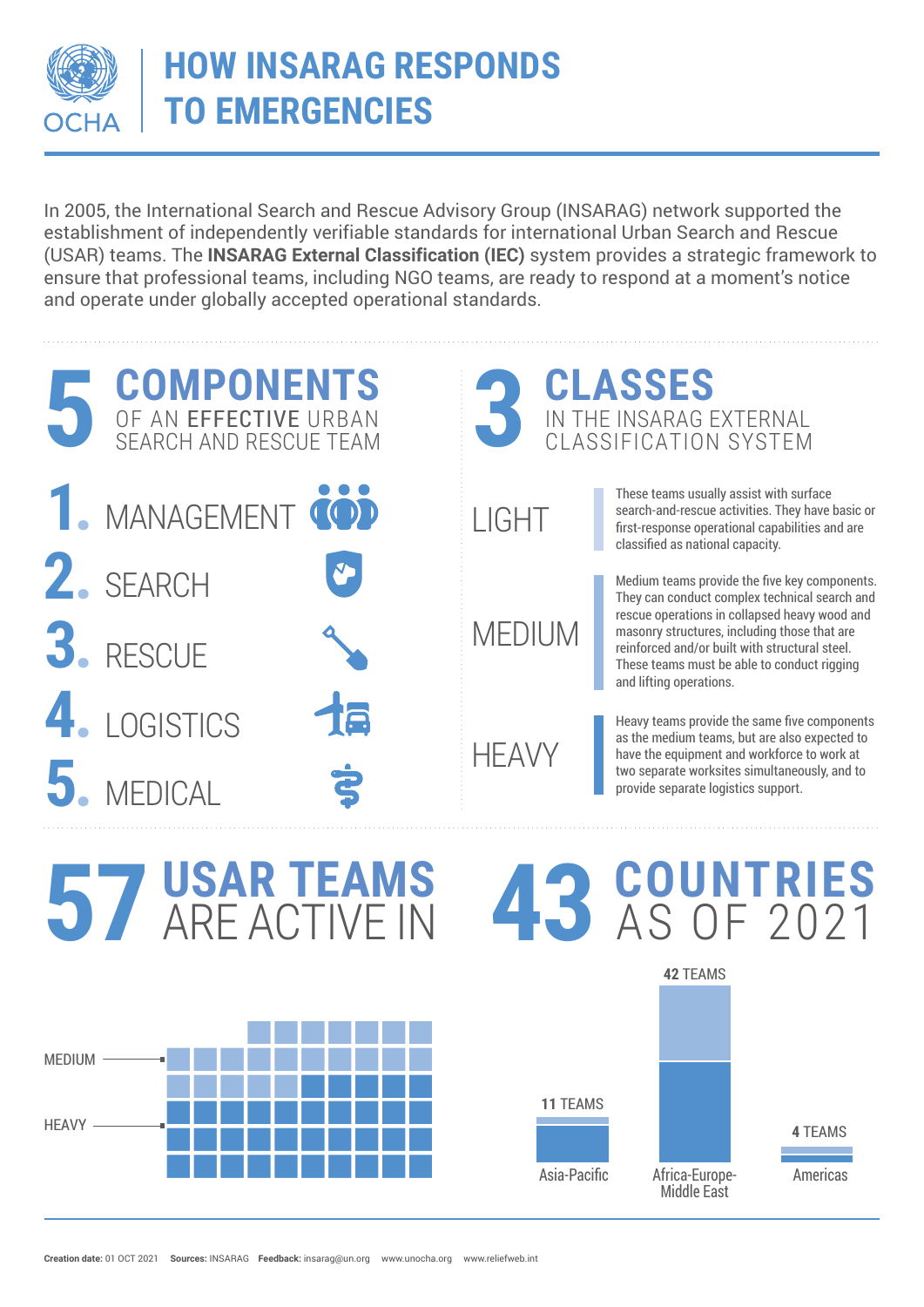# HOW INSARAG RESPONDS TO EMERGENCIES

OCHA

In 2005, the International Search and Rescue Advisory Group (INSARAG) network supported the establishment of independently verifiable standards for international Urban Search and Rescue (USAR) teams. The **INSARAG External Classification (IEC)** system provides a strategic framework to ensure that professional teams, including NGO teams, are ready to respond at a moment's notice and operate under globally accepted operational standards.

## 5 COMPONENTS OF AN EFFECTIVE URBAN SEARCH AND RESCUE TEAM

1. MANAGEMENT
2. SEARCH
3. RESCUE
4. LOGISTICS
5. MEDICAL

## 3 CLASSES IN THE INSARAG EXTERNAL CLASSIFICATION SYSTEM

**LIGHT**

These teams usually assist with surface search-and-rescue activities. They have basic or first-response operational capabilities and are classified as national capacity.

**MEDIUM**

Medium teams provide the five key components. They can conduct complex technical search and rescue operations in collapsed heavy wood and masonry structures, including those that are reinforced and/or built with structural steel. These teams must be able to conduct rigging and lifting operations.

**HEAVY**

Heavy teams provide the same five components as the medium teams, but are also expected to have the equipment and workforce to work at two separate worksites simultaneously, and to provide separate logistics support.

## 57 USAR TEAMS ARE ACTIVE IN 43 COUNTRIES AS OF 2021

| Class | Teams |
| --- | --- |
| MEDIUM | 22 |
| HEAVY | 35 |

| Region | Teams |
| --- | --- |
| Asia-Pacific | 11 TEAMS |
| Africa-Europe-Middle East | 42 TEAMS |
| Americas | 4 TEAMS |

**Creation date:** 01 OCT 2021 **Sources:** INSARAG **Feedback:** insarag@un.org www.unocha.org www.reliefweb.int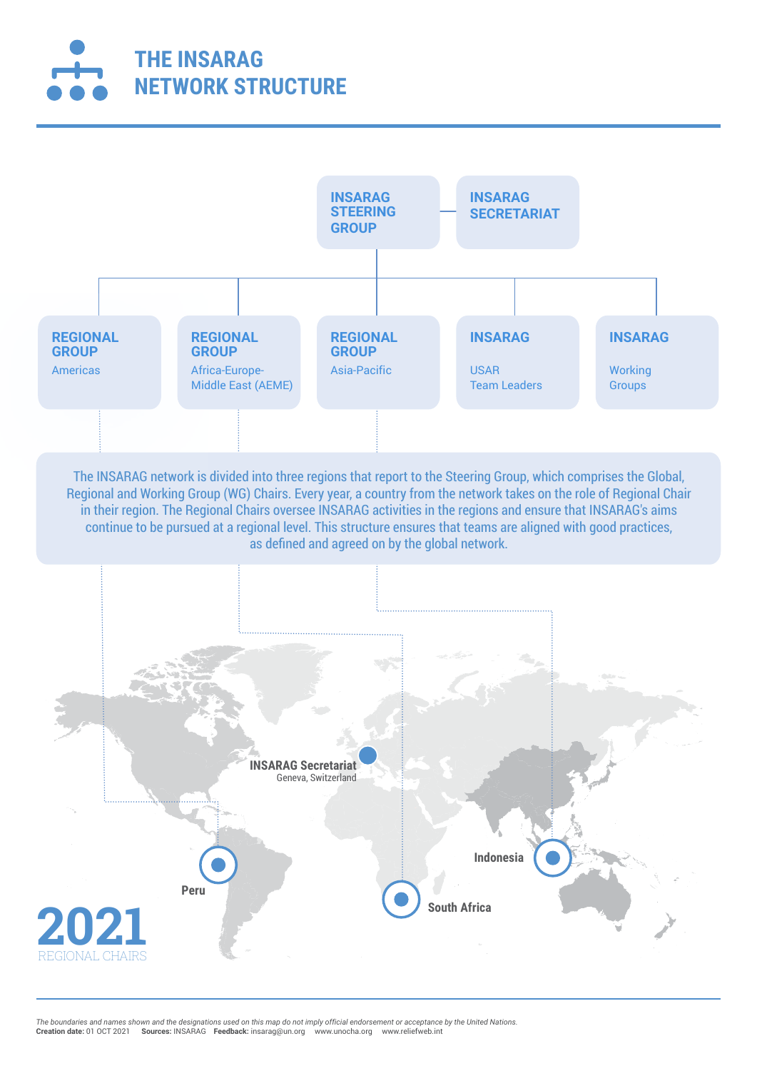# THE INSARAG NETWORK STRUCTURE

**INSARAG STEERING GROUP** — **INSARAG SECRETARIAT**

- **REGIONAL GROUP** Americas
- **REGIONAL GROUP** Africa-Europe-Middle East (AEME)
- **REGIONAL GROUP** Asia-Pacific
- **INSARAG** USAR Team Leaders
- **INSARAG** Working Groups

The INSARAG network is divided into three regions that report to the Steering Group, which comprises the Global, Regional and Working Group (WG) Chairs. Every year, a country from the network takes on the role of Regional Chair in their region. The Regional Chairs oversee INSARAG activities in the regions and ensure that INSARAG's aims continue to be pursued at a regional level. This structure ensures that teams are aligned with good practices, as defined and agreed on by the global network.

**INSARAG Secretariat**
Geneva, Switzerland

**Peru**

**South Africa**

**Indonesia**

**2021**
REGIONAL CHAIRS

*The boundaries and names shown and the designations used on this map do not imply official endorsement or acceptance by the United Nations.*
**Creation date:** 01 OCT 2021 **Sources:** INSARAG **Feedback:** insarag@un.org www.unocha.org www.reliefweb.int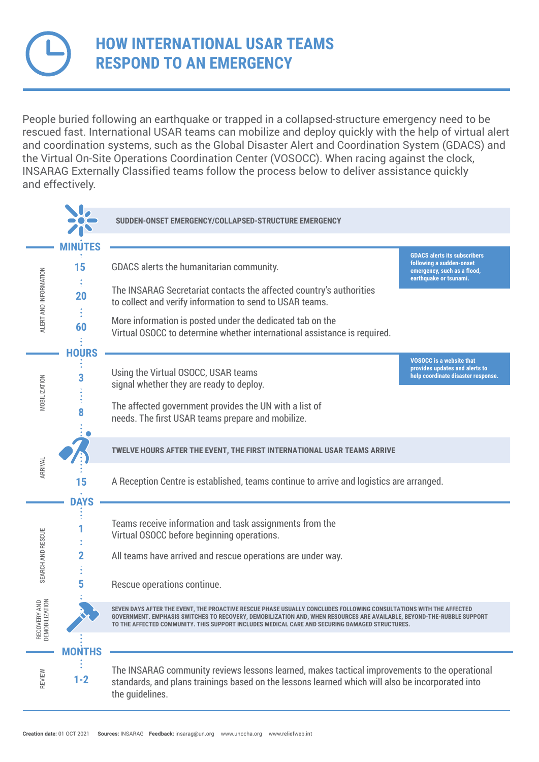# HOW INTERNATIONAL USAR TEAMS RESPOND TO AN EMERGENCY

People buried following an earthquake or trapped in a collapsed-structure emergency need to be rescued fast. International USAR teams can mobilize and deploy quickly with the help of virtual alert and coordination systems, such as the Global Disaster Alert and Coordination System (GDACS) and the Virtual On-Site Operations Coordination Center (VOSOCC). When racing against the clock, INSARAG Externally Classified teams follow the process below to deliver assistance quickly and effectively.

**SUDDEN-ONSET EMERGENCY/COLLAPSED-STRUCTURE EMERGENCY**

## MINUTES

*ALERT AND INFORMATION*

**15** — GDACS alerts the humanitarian community.

**20** — The INSARAG Secretariat contacts the affected country's authorities to collect and verify information to send to USAR teams.

**60** — More information is posted under the dedicated tab on the Virtual OSOCC to determine whether international assistance is required.

> GDACS alerts its subscribers following a sudden-onset emergency, such as a flood, earthquake or tsunami.

## HOURS

*MOBILIZATION*

**3** — Using the Virtual OSOCC, USAR teams signal whether they are ready to deploy.

**8** — The affected government provides the UN with a list of needs. The first USAR teams prepare and mobilize.

> VOSOCC is a website that provides updates and alerts to help coordinate disaster response.

*ARRIVAL*

**TWELVE HOURS AFTER THE EVENT, THE FIRST INTERNATIONAL USAR TEAMS ARRIVE**

**15** — A Reception Centre is established, teams continue to arrive and logistics are arranged.

## DAYS

*SEARCH AND RESCUE*

**1** — Teams receive information and task assignments from the Virtual OSOCC before beginning operations.

**2** — All teams have arrived and rescue operations are under way.

**5** — Rescue operations continue.

*RECOVERY AND DEMOBILIZATION*

**SEVEN DAYS AFTER THE EVENT, THE PROACTIVE RESCUE PHASE USUALLY CONCLUDES FOLLOWING CONSULTATIONS WITH THE AFFECTED GOVERNMENT. EMPHASIS SWITCHES TO RECOVERY, DEMOBILIZATION AND, WHEN RESOURCES ARE AVAILABLE, BEYOND-THE-RUBBLE SUPPORT TO THE AFFECTED COMMUNITY. THIS SUPPORT INCLUDES MEDICAL CARE AND SECURING DAMAGED STRUCTURES.**

## MONTHS

*REVIEW*

**1-2** — The INSARAG community reviews lessons learned, makes tactical improvements to the operational standards, and plans trainings based on the lessons learned which will also be incorporated into the guidelines.

**Creation date:** 01 OCT 2021 **Sources:** INSARAG **Feedback:** insarag@un.org www.unocha.org www.reliefweb.int